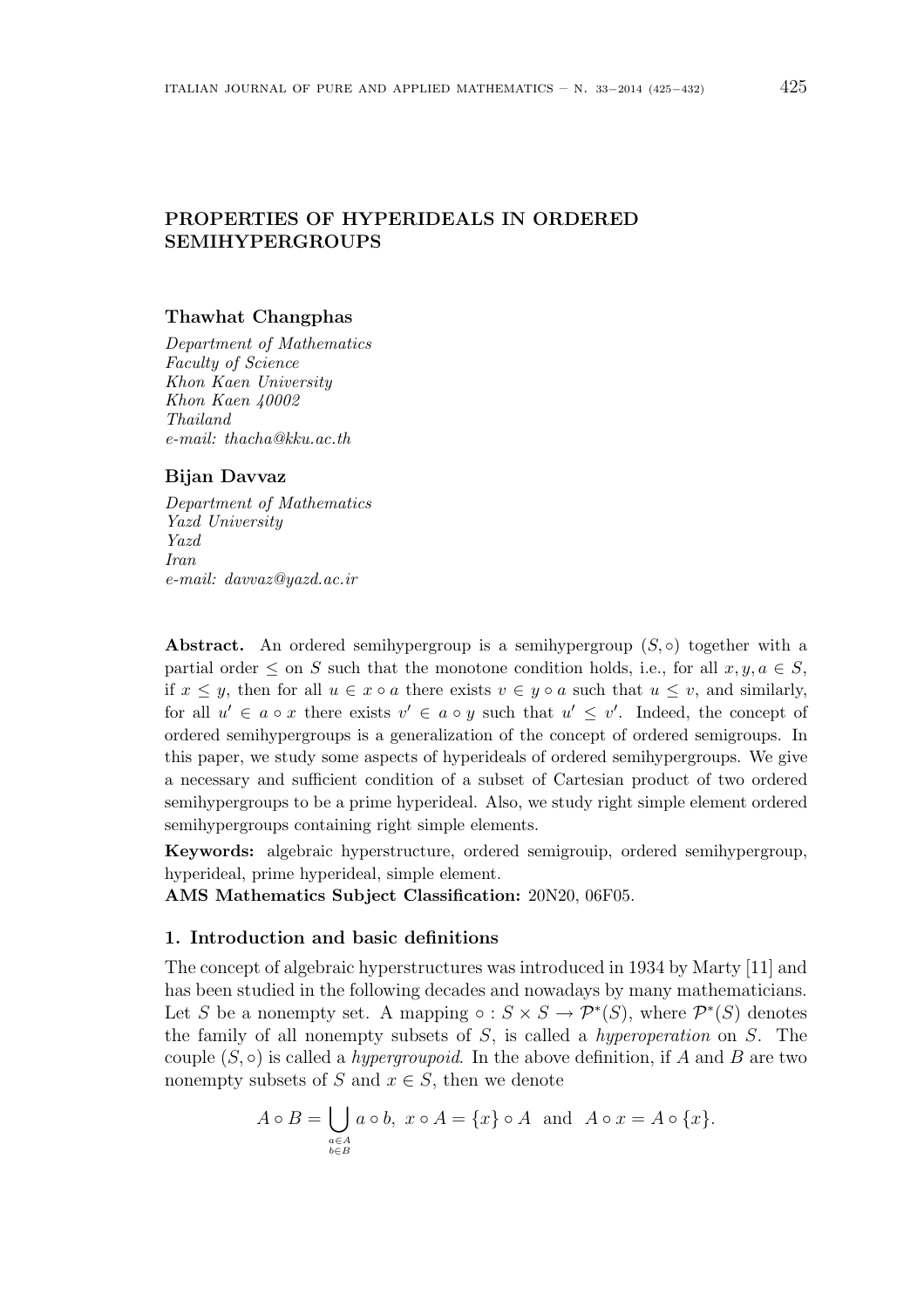# PROPERTIES OF HYPERIDEALS IN ORDERED SEMIHYPERGROUPS

**Thawhat Changphas**

*Department of Mathematics*
*Faculty of Science*
*Khon Kaen University*
*Khon Kaen 40002*
*Thailand*
*e-mail: thacha@kku.ac.th*

**Bijan Davvaz**

*Department of Mathematics*
*Yazd University*
*Yazd*
*Iran*
*e-mail: davvaz@yazd.ac.ir*

**Abstract.** An ordered semihypergroup is a semihypergroup $(S, \circ)$ together with a partial order $\leq$ on $S$ such that the monotone condition holds, i.e., for all $x, y, a \in S$, if $x \leq y$, then for all $u \in x \circ a$ there exists $v \in y \circ a$ such that $u \leq v$, and similarly, for all $u' \in a \circ x$ there exists $v' \in a \circ y$ such that $u' \leq v'$. Indeed, the concept of ordered semihypergroups is a generalization of the concept of ordered semigroups. In this paper, we study some aspects of hyperideals of ordered semihypergroups. We give a necessary and sufficient condition of a subset of Cartesian product of two ordered semihypergroups to be a prime hyperideal. Also, we study right simple element ordered semihypergroups containing right simple elements.

**Keywords:** algebraic hyperstructure, ordered semigrouip, ordered semihypergroup, hyperideal, prime hyperideal, simple element.

**AMS Mathematics Subject Classification:** 20N20, 06F05.

## 1. Introduction and basic definitions

The concept of algebraic hyperstructures was introduced in 1934 by Marty [11] and has been studied in the following decades and nowadays by many mathematicians. Let $S$ be a nonempty set. A mapping $\circ : S \times S \to \mathcal{P}^*(S)$, where $\mathcal{P}^*(S)$ denotes the family of all nonempty subsets of $S$, is called a *hyperoperation* on $S$. The couple $(S, \circ)$ is called a *hypergroupoid*. In the above definition, if $A$ and $B$ are two nonempty subsets of $S$ and $x \in S$, then we denote

$$A \circ B = \bigcup_{\substack{a \in A \\ b \in B}} a \circ b, \ x \circ A = \{x\} \circ A \ \text{ and } \ A \circ x = A \circ \{x\}.$$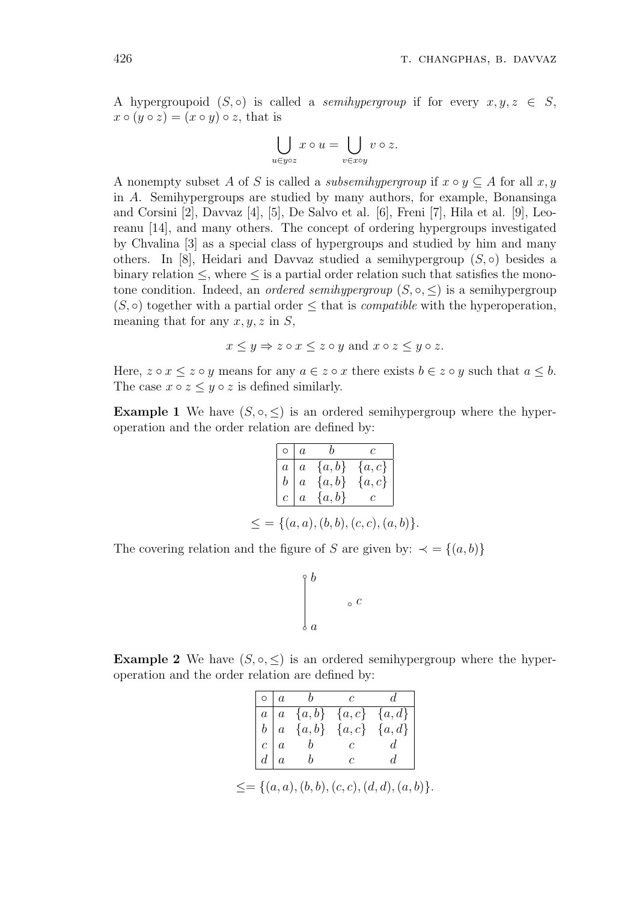A hypergroupoid $(S, \circ)$ is called a *semihypergroup* if for every $x, y, z \in S$, $x \circ (y \circ z) = (x \circ y) \circ z$, that is

$$\bigcup_{u \in y \circ z} x \circ u = \bigcup_{v \in x \circ y} v \circ z.$$

A nonempty subset $A$ of $S$ is called a *subsemihypergroup* if $x \circ y \subseteq A$ for all $x, y$ in $A$. Semihypergroups are studied by many authors, for example, Bonansinga and Corsini [2], Davvaz [4], [5], De Salvo et al. [6], Freni [7], Hila et al. [9], Leoreanu [14], and many others. The concept of ordering hypergroups investigated by Chvalina [3] as a special class of hypergroups and studied by him and many others. In [8], Heidari and Davvaz studied a semihypergroup $(S, \circ)$ besides a binary relation $\leq$, where $\leq$ is a partial order relation such that satisfies the monotone condition. Indeed, an *ordered semihypergroup* $(S, \circ, \leq)$ is a semihypergroup $(S, \circ)$ together with a partial order $\leq$ that is *compatible* with the hyperoperation, meaning that for any $x, y, z$ in $S$,

$$x \leq y \Rightarrow z \circ x \leq z \circ y \text{ and } x \circ z \leq y \circ z.$$

Here, $z \circ x \leq z \circ y$ means for any $a \in z \circ x$ there exists $b \in z \circ y$ such that $a \leq b$. The case $x \circ z \leq y \circ z$ is defined similarly.

**Example 1** We have $(S, \circ, \leq)$ is an ordered semihypergroup where the hyperoperation and the order relation are defined by:

| $\circ$ | $a$ | $b$ | $c$ |
|---|---|---|---|
| $a$ | $a$ | $\{a, b\}$ | $\{a, c\}$ |
| $b$ | $a$ | $\{a, b\}$ | $\{a, c\}$ |
| $c$ | $a$ | $\{a, b\}$ | $c$ |

$$\leq = \{(a, a), (b, b), (c, c), (a, b)\}.$$

The covering relation and the figure of $S$ are given by: $\prec = \{(a, b)\}$

**Example 2** We have $(S, \circ, \leq)$ is an ordered semihypergroup where the hyperoperation and the order relation are defined by:

| $\circ$ | $a$ | $b$ | $c$ | $d$ |
|---|---|---|---|---|
| $a$ | $a$ | $\{a, b\}$ | $\{a, c\}$ | $\{a, d\}$ |
| $b$ | $a$ | $\{a, b\}$ | $\{a, c\}$ | $\{a, d\}$ |
| $c$ | $a$ | $b$ | $c$ | $d$ |
| $d$ | $a$ | $b$ | $c$ | $d$ |

$$\leq = \{(a, a), (b, b), (c, c), (d, d), (a, b)\}.$$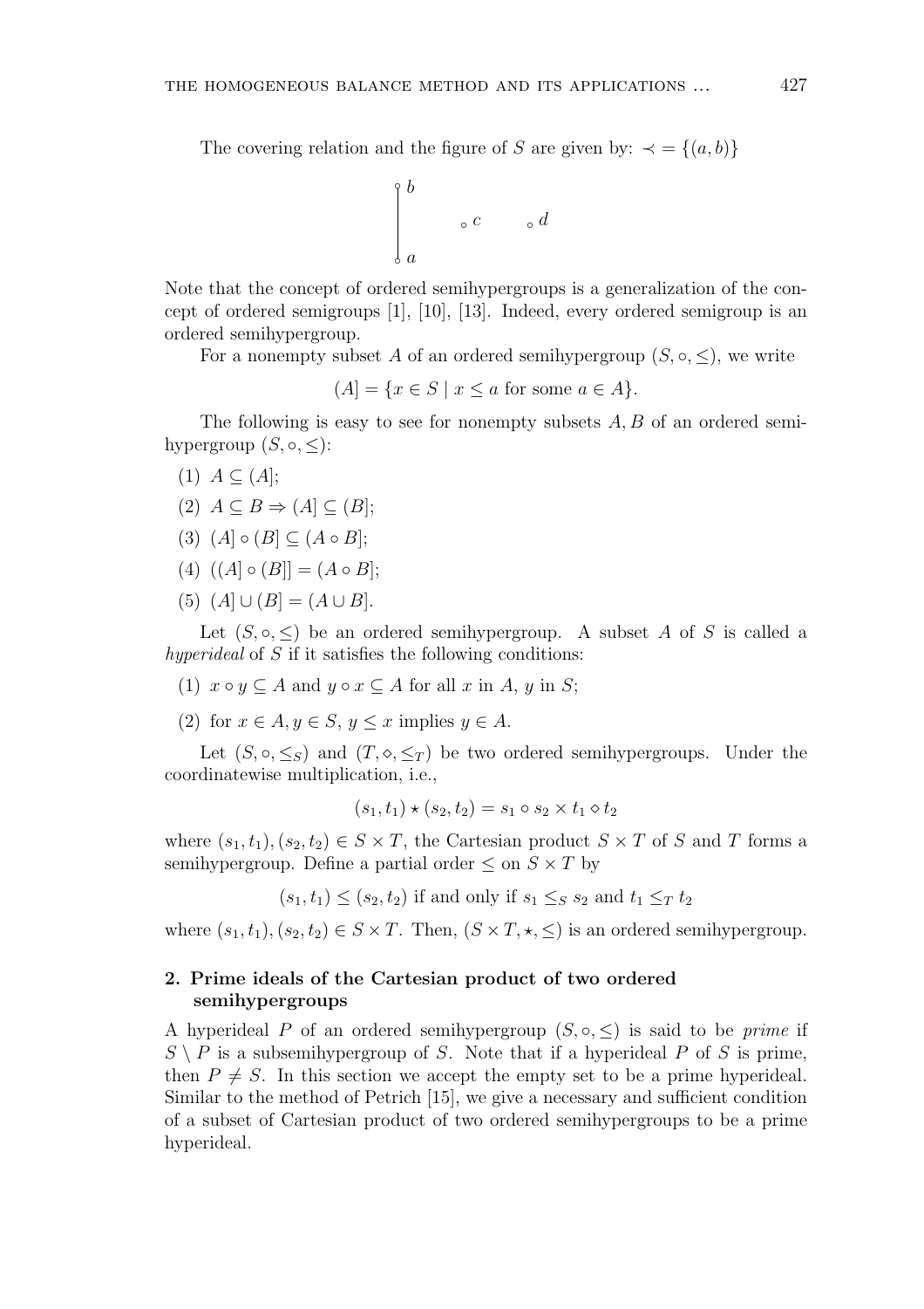The covering relation and the figure of $S$ are given by: $\prec = \{(a, b)\}$

$b$, $c$, $d$, $a$

Note that the concept of ordered semihypergroups is a generalization of the concept of ordered semigroups [1], [10], [13]. Indeed, every ordered semigroup is an ordered semihypergroup.

For a nonempty subset $A$ of an ordered semihypergroup $(S, \circ, \leq)$, we write

$$(A] = \{x \in S \mid x \leq a \text{ for some } a \in A\}.$$

The following is easy to see for nonempty subsets $A, B$ of an ordered semihypergroup $(S, \circ, \leq)$:

(1) $A \subseteq (A]$;

(2) $A \subseteq B \Rightarrow (A] \subseteq (B]$;

(3) $(A] \circ (B] \subseteq (A \circ B]$;

(4) $((A] \circ (B]] = (A \circ B]$;

(5) $(A] \cup (B] = (A \cup B]$.

Let $(S, \circ, \leq)$ be an ordered semihypergroup. A subset $A$ of $S$ is called a *hyperideal* of $S$ if it satisfies the following conditions:

(1) $x \circ y \subseteq A$ and $y \circ x \subseteq A$ for all $x$ in $A$, $y$ in $S$;

(2) for $x \in A, y \in S$, $y \leq x$ implies $y \in A$.

Let $(S, \circ, \leq_S)$ and $(T, \diamond, \leq_T)$ be two ordered semihypergroups. Under the coordinatewise multiplication, i.e.,

$$(s_1, t_1) \star (s_2, t_2) = s_1 \circ s_2 \times t_1 \diamond t_2$$

where $(s_1, t_1), (s_2, t_2) \in S \times T$, the Cartesian product $S \times T$ of $S$ and $T$ forms a semihypergroup. Define a partial order $\leq$ on $S \times T$ by

$$(s_1, t_1) \leq (s_2, t_2) \text{ if and only if } s_1 \leq_S s_2 \text{ and } t_1 \leq_T t_2$$

where $(s_1, t_1), (s_2, t_2) \in S \times T$. Then, $(S \times T, \star, \leq)$ is an ordered semihypergroup.

## 2. Prime ideals of the Cartesian product of two ordered semihypergroups

A hyperideal $P$ of an ordered semihypergroup $(S, \circ, \leq)$ is said to be *prime* if $S \setminus P$ is a subsemihypergroup of $S$. Note that if a hyperideal $P$ of $S$ is prime, then $P \neq S$. In this section we accept the empty set to be a prime hyperideal. Similar to the method of Petrich [15], we give a necessary and sufficient condition of a subset of Cartesian product of two ordered semihypergroups to be a prime hyperideal.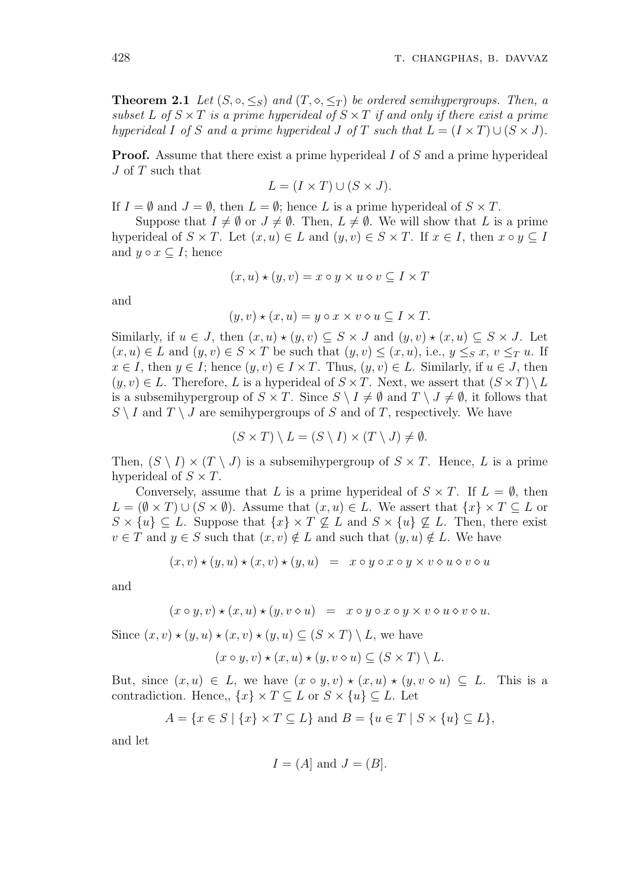**Theorem 2.1** *Let $(S, \circ, \leq_S)$ and $(T, \diamond, \leq_T)$ be ordered semihypergroups. Then, a subset $L$ of $S \times T$ is a prime hyperideal of $S \times T$ if and only if there exist a prime hyperideal $I$ of $S$ and a prime hyperideal $J$ of $T$ such that $L = (I \times T) \cup (S \times J)$.*

**Proof.** Assume that there exist a prime hyperideal $I$ of $S$ and a prime hyperideal $J$ of $T$ such that

$$L = (I \times T) \cup (S \times J).$$

If $I = \emptyset$ and $J = \emptyset$, then $L = \emptyset$; hence $L$ is a prime hyperideal of $S \times T$.

Suppose that $I \neq \emptyset$ or $J \neq \emptyset$. Then, $L \neq \emptyset$. We will show that $L$ is a prime hyperideal of $S \times T$. Let $(x, u) \in L$ and $(y, v) \in S \times T$. If $x \in I$, then $x \circ y \subseteq I$ and $y \circ x \subseteq I$; hence

$$(x, u) \star (y, v) = x \circ y \times u \diamond v \subseteq I \times T$$

and

$$(y, v) \star (x, u) = y \circ x \times v \diamond u \subseteq I \times T.$$

Similarly, if $u \in J$, then $(x, u) \star (y, v) \subseteq S \times J$ and $(y, v) \star (x, u) \subseteq S \times J$. Let $(x, u) \in L$ and $(y, v) \in S \times T$ be such that $(y, v) \leq (x, u)$, i.e., $y \leq_S x$, $v \leq_T u$. If $x \in I$, then $y \in I$; hence $(y, v) \in I \times T$. Thus, $(y, v) \in L$. Similarly, if $u \in J$, then $(y, v) \in L$. Therefore, $L$ is a hyperideal of $S \times T$. Next, we assert that $(S \times T) \setminus L$ is a subsemihypergroup of $S \times T$. Since $S \setminus I \neq \emptyset$ and $T \setminus J \neq \emptyset$, it follows that $S \setminus I$ and $T \setminus J$ are semihypergroups of $S$ and of $T$, respectively. We have

$$(S \times T) \setminus L = (S \setminus I) \times (T \setminus J) \neq \emptyset.$$

Then, $(S \setminus I) \times (T \setminus J)$ is a subsemihypergroup of $S \times T$. Hence, $L$ is a prime hyperideal of $S \times T$.

Conversely, assume that $L$ is a prime hyperideal of $S \times T$. If $L = \emptyset$, then $L = (\emptyset \times T) \cup (S \times \emptyset)$. Assume that $(x, u) \in L$. We assert that $\{x\} \times T \subseteq L$ or $S \times \{u\} \subseteq L$. Suppose that $\{x\} \times T \not\subseteq L$ and $S \times \{u\} \not\subseteq L$. Then, there exist $v \in T$ and $y \in S$ such that $(x, v) \notin L$ and such that $(y, u) \notin L$. We have

$$(x, v) \star (y, u) \star (x, v) \star (y, u) \;\;=\;\; x \circ y \circ x \circ y \times v \diamond u \diamond v \diamond u$$

and

$$(x \circ y, v) \star (x, u) \star (y, v \diamond u) \;\;=\;\; x \circ y \circ x \circ y \times v \diamond u \diamond v \diamond u.$$

Since $(x, v) \star (y, u) \star (x, v) \star (y, u) \subseteq (S \times T) \setminus L$, we have

$$(x \circ y, v) \star (x, u) \star (y, v \diamond u) \subseteq (S \times T) \setminus L.$$

But, since $(x, u) \in L$, we have $(x \circ y, v) \star (x, u) \star (y, v \diamond u) \subseteq L$. This is a contradiction. Hence,, $\{x\} \times T \subseteq L$ or $S \times \{u\} \subseteq L$. Let

$$A = \{x \in S \mid \{x\} \times T \subseteq L\} \text{ and } B = \{u \in T \mid S \times \{u\} \subseteq L\},$$

and let

$$I = (A] \text{ and } J = (B].$$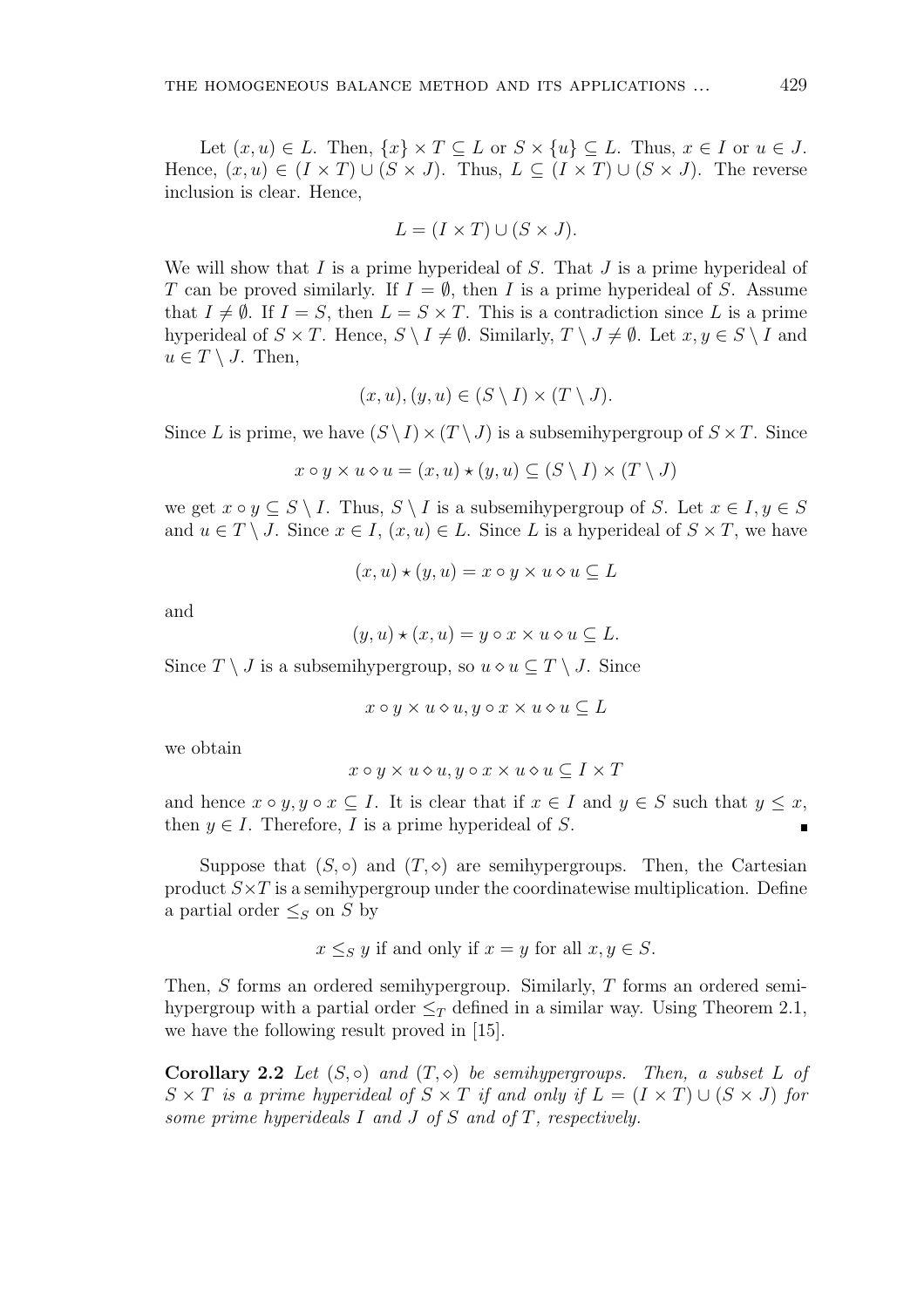Let $(x, u) \in L$. Then, $\{x\} \times T \subseteq L$ or $S \times \{u\} \subseteq L$. Thus, $x \in I$ or $u \in J$. Hence, $(x, u) \in (I \times T) \cup (S \times J)$. Thus, $L \subseteq (I \times T) \cup (S \times J)$. The reverse inclusion is clear. Hence,

$$L = (I \times T) \cup (S \times J).$$

We will show that $I$ is a prime hyperideal of $S$. That $J$ is a prime hyperideal of $T$ can be proved similarly. If $I = \emptyset$, then $I$ is a prime hyperideal of $S$. Assume that $I \neq \emptyset$. If $I = S$, then $L = S \times T$. This is a contradiction since $L$ is a prime hyperideal of $S \times T$. Hence, $S \setminus I \neq \emptyset$. Similarly, $T \setminus J \neq \emptyset$. Let $x, y \in S \setminus I$ and $u \in T \setminus J$. Then,

$$(x, u), (y, u) \in (S \setminus I) \times (T \setminus J).$$

Since $L$ is prime, we have $(S \setminus I) \times (T \setminus J)$ is a subsemihypergroup of $S \times T$. Since

$$x \circ y \times u \diamond u = (x, u) \star (y, u) \subseteq (S \setminus I) \times (T \setminus J)$$

we get $x \circ y \subseteq S \setminus I$. Thus, $S \setminus I$ is a subsemihypergroup of $S$. Let $x \in I, y \in S$ and $u \in T \setminus J$. Since $x \in I$, $(x, u) \in L$. Since $L$ is a hyperideal of $S \times T$, we have

$$(x, u) \star (y, u) = x \circ y \times u \diamond u \subseteq L$$

and

$$(y, u) \star (x, u) = y \circ x \times u \diamond u \subseteq L.$$

Since $T \setminus J$ is a subsemihypergroup, so $u \diamond u \subseteq T \setminus J$. Since

$$x \circ y \times u \diamond u, y \circ x \times u \diamond u \subseteq L$$

we obtain

$$x \circ y \times u \diamond u, y \circ x \times u \diamond u \subseteq I \times T$$

and hence $x \circ y, y \circ x \subseteq I$. It is clear that if $x \in I$ and $y \in S$ such that $y \leq x$, then $y \in I$. Therefore, $I$ is a prime hyperideal of $S$. ∎

Suppose that $(S, \circ)$ and $(T, \diamond)$ are semihypergroups. Then, the Cartesian product $S \times T$ is a semihypergroup under the coordinatewise multiplication. Define a partial order $\leq_S$ on $S$ by

$$x \leq_S y \text{ if and only if } x = y \text{ for all } x, y \in S.$$

Then, $S$ forms an ordered semihypergroup. Similarly, $T$ forms an ordered semihypergroup with a partial order $\leq_T$ defined in a similar way. Using Theorem 2.1, we have the following result proved in [15].

**Corollary 2.2** *Let $(S, \circ)$ and $(T, \diamond)$ be semihypergroups. Then, a subset $L$ of $S \times T$ is a prime hyperideal of $S \times T$ if and only if $L = (I \times T) \cup (S \times J)$ for some prime hyperideals $I$ and $J$ of $S$ and of $T$, respectively.*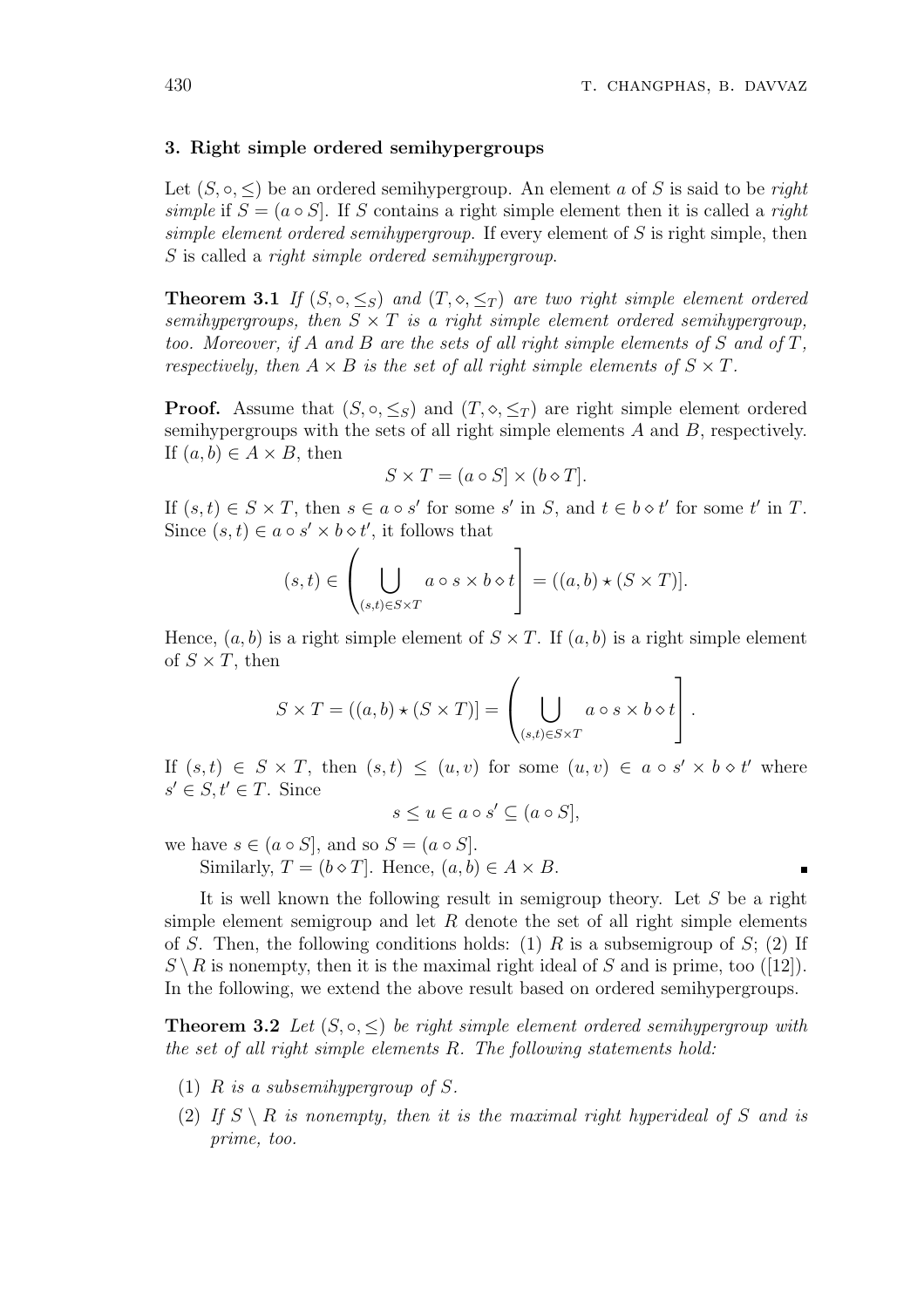## 3. Right simple ordered semihypergroups

Let $(S, \circ, \leq)$ be an ordered semihypergroup. An element $a$ of $S$ is said to be *right simple* if $S = (a \circ S]$. If $S$ contains a right simple element then it is called a *right simple element ordered semihypergroup*. If every element of $S$ is right simple, then $S$ is called a *right simple ordered semihypergroup*.

**Theorem 3.1** *If $(S, \circ, \leq_S)$ and $(T, \diamond, \leq_T)$ are two right simple element ordered semihypergroups, then $S \times T$ is a right simple element ordered semihypergroup, too. Moreover, if $A$ and $B$ are the sets of all right simple elements of $S$ and of $T$, respectively, then $A \times B$ is the set of all right simple elements of $S \times T$.*

**Proof.** Assume that $(S, \circ, \leq_S)$ and $(T, \diamond, \leq_T)$ are right simple element ordered semihypergroups with the sets of all right simple elements $A$ and $B$, respectively. If $(a, b) \in A \times B$, then

$$S \times T = (a \circ S] \times (b \diamond T].$$

If $(s, t) \in S \times T$, then $s \in a \circ s'$ for some $s'$ in $S$, and $t \in b \diamond t'$ for some $t'$ in $T$. Since $(s, t) \in a \circ s' \times b \diamond t'$, it follows that

$$(s, t) \in \left( \bigcup_{(s,t) \in S \times T} a \circ s \times b \diamond t \right] = ((a, b) \star (S \times T)].$$

Hence, $(a, b)$ is a right simple element of $S \times T$. If $(a, b)$ is a right simple element of $S \times T$, then

$$S \times T = ((a, b) \star (S \times T)] = \left( \bigcup_{(s,t) \in S \times T} a \circ s \times b \diamond t \right].$$

If $(s, t) \in S \times T$, then $(s, t) \leq (u, v)$ for some $(u, v) \in a \circ s' \times b \diamond t'$ where $s' \in S, t' \in T$. Since

$$s \leq u \in a \circ s' \subseteq (a \circ S],$$

we have $s \in (a \circ S]$, and so $S = (a \circ S]$.

Similarly, $T = (b \diamond T]$. Hence, $(a, b) \in A \times B$. ∎

It is well known the following result in semigroup theory. Let $S$ be a right simple element semigroup and let $R$ denote the set of all right simple elements of $S$. Then, the following conditions holds: (1) $R$ is a subsemigroup of $S$; (2) If $S \setminus R$ is nonempty, then it is the maximal right ideal of $S$ and is prime, too ([12]). In the following, we extend the above result based on ordered semihypergroups.

**Theorem 3.2** *Let $(S, \circ, \leq)$ be right simple element ordered semihypergroup with the set of all right simple elements $R$. The following statements hold:*

1. *$R$ is a subsemihypergroup of $S$.*
2. *If $S \setminus R$ is nonempty, then it is the maximal right hyperideal of $S$ and is prime, too.*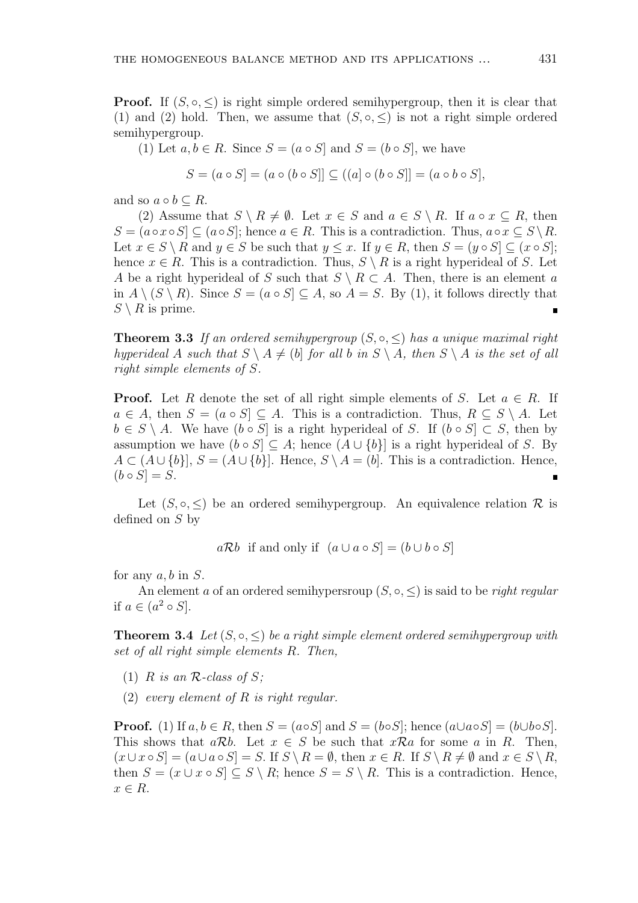**Proof.** If $(S, \circ, \leq)$ is right simple ordered semihypergroup, then it is clear that (1) and (2) hold. Then, we assume that $(S, \circ, \leq)$ is not a right simple ordered semihypergroup.

(1) Let $a, b \in R$. Since $S = (a \circ S]$ and $S = (b \circ S]$, we have

$$S = (a \circ S] = (a \circ (b \circ S]] \subseteq ((a] \circ (b \circ S]] = (a \circ b \circ S],$$

and so $a \circ b \subseteq R$.

(2) Assume that $S \setminus R \neq \emptyset$. Let $x \in S$ and $a \in S \setminus R$. If $a \circ x \subseteq R$, then $S = (a \circ x \circ S] \subseteq (a \circ S]$; hence $a \in R$. This is a contradiction. Thus, $a \circ x \subseteq S \setminus R$. Let $x \in S \setminus R$ and $y \in S$ be such that $y \leq x$. If $y \in R$, then $S = (y \circ S] \subseteq (x \circ S]$; hence $x \in R$. This is a contradiction. Thus, $S \setminus R$ is a right hyperideal of $S$. Let $A$ be a right hyperideal of $S$ such that $S \setminus R \subset A$. Then, there is an element $a$ in $A \setminus (S \setminus R)$. Since $S = (a \circ S] \subseteq A$, so $A = S$. By (1), it follows directly that $S \setminus R$ is prime. ∎

**Theorem 3.3** *If an ordered semihypergroup $(S, \circ, \leq)$ has a unique maximal right hyperideal $A$ such that $S \setminus A \neq (b]$ for all $b$ in $S \setminus A$, then $S \setminus A$ is the set of all right simple elements of $S$.*

**Proof.** Let $R$ denote the set of all right simple elements of $S$. Let $a \in R$. If $a \in A$, then $S = (a \circ S] \subseteq A$. This is a contradiction. Thus, $R \subseteq S \setminus A$. Let $b \in S \setminus A$. We have $(b \circ S]$ is a right hyperideal of $S$. If $(b \circ S] \subset S$, then by assumption we have $(b \circ S] \subseteq A$; hence $(A \cup \{b\}]$ is a right hyperideal of $S$. By $A \subset (A \cup \{b\}]$, $S = (A \cup \{b\}]$. Hence, $S \setminus A = (b]$. This is a contradiction. Hence, $(b \circ S] = S$. ∎

Let $(S, \circ, \leq)$ be an ordered semihypergroup. An equivalence relation $\mathcal{R}$ is defined on $S$ by

$$a\mathcal{R}b \text{ if and only if } (a \cup a \circ S] = (b \cup b \circ S]$$

for any $a, b$ in $S$.

An element $a$ of an ordered semihypersroup $(S, \circ, \leq)$ is said to be *right regular* if $a \in (a^2 \circ S]$.

**Theorem 3.4** *Let $(S, \circ, \leq)$ be a right simple element ordered semihypergroup with set of all right simple elements $R$. Then,*

1. *$R$ is an $\mathcal{R}$-class of $S$;*
2. *every element of $R$ is right regular.*

**Proof.** (1) If $a, b \in R$, then $S = (a \circ S]$ and $S = (b \circ S]$; hence $(a \cup a \circ S] = (b \cup b \circ S]$. This shows that $a\mathcal{R}b$. Let $x \in S$ be such that $x\mathcal{R}a$ for some $a$ in $R$. Then, $(x \cup x \circ S] = (a \cup a \circ S] = S$. If $S \setminus R = \emptyset$, then $x \in R$. If $S \setminus R \neq \emptyset$ and $x \in S \setminus R$, then $S = (x \cup x \circ S] \subseteq S \setminus R$; hence $S = S \setminus R$. This is a contradiction. Hence, $x \in R$.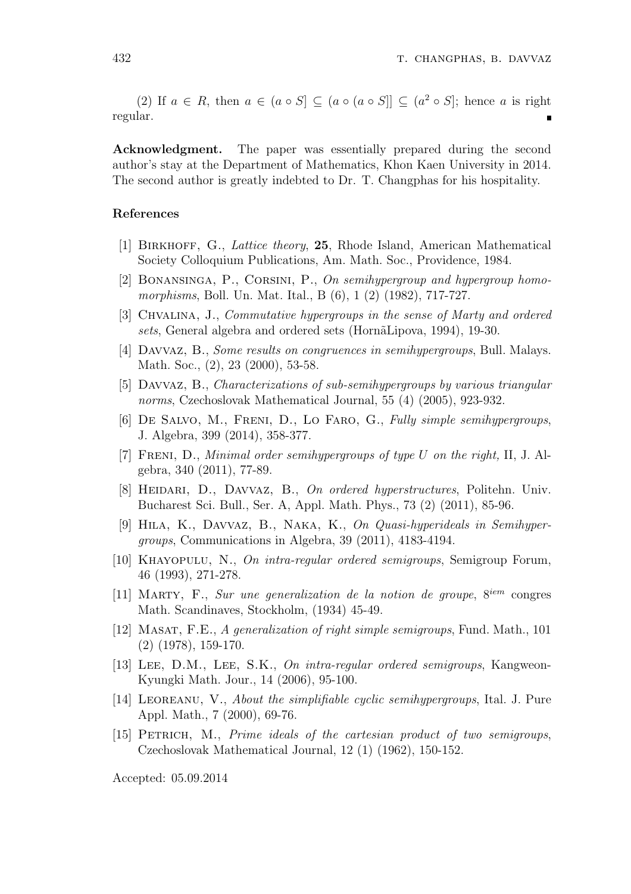(2) If $a \in R$, then $a \in (a \circ S] \subseteq (a \circ (a \circ S]] \subseteq (a^2 \circ S]$; hence $a$ is right regular. ∎

**Acknowledgment.** The paper was essentially prepared during the second author's stay at the Department of Mathematics, Khon Kaen University in 2014. The second author is greatly indebted to Dr. T. Changphas for his hospitality.

## References

[1] Birkhoff, G., *Lattice theory*, **25**, Rhode Island, American Mathematical Society Colloquium Publications, Am. Math. Soc., Providence, 1984.

[2] Bonansinga, P., Corsini, P., *On semihypergroup and hypergroup homomorphisms*, Boll. Un. Mat. Ital., B (6), 1 (2) (1982), 717-727.

[3] Chvalina, J., *Commutative hypergroups in the sense of Marty and ordered sets*, General algebra and ordered sets (HornãLipova, 1994), 19-30.

[4] Davvaz, B., *Some results on congruences in semihypergroups*, Bull. Malays. Math. Soc., (2), 23 (2000), 53-58.

[5] Davvaz, B., *Characterizations of sub-semihypergroups by various triangular norms*, Czechoslovak Mathematical Journal, 55 (4) (2005), 923-932.

[6] De Salvo, M., Freni, D., Lo Faro, G., *Fully simple semihypergroups*, J. Algebra, 399 (2014), 358-377.

[7] Freni, D., *Minimal order semihypergroups of type U on the right,* II, J. Algebra, 340 (2011), 77-89.

[8] Heidari, D., Davvaz, B., *On ordered hyperstructures*, Politehn. Univ. Bucharest Sci. Bull., Ser. A, Appl. Math. Phys., 73 (2) (2011), 85-96.

[9] Hila, K., Davvaz, B., Naka, K., *On Quasi-hyperideals in Semihypergroups*, Communications in Algebra, 39 (2011), 4183-4194.

[10] Khayopulu, N., *On intra-regular ordered semigroups*, Semigroup Forum, 46 (1993), 271-278.

[11] Marty, F., *Sur une generalization de la notion de groupe*, $8^{iem}$ congres Math. Scandinaves, Stockholm, (1934) 45-49.

[12] Masat, F.E., *A generalization of right simple semigroups*, Fund. Math., 101 (2) (1978), 159-170.

[13] Lee, D.M., Lee, S.K., *On intra-regular ordered semigroups*, Kangweon-Kyungki Math. Jour., 14 (2006), 95-100.

[14] Leoreanu, V., *About the simplifiable cyclic semihypergroups*, Ital. J. Pure Appl. Math., 7 (2000), 69-76.

[15] Petrich, M., *Prime ideals of the cartesian product of two semigroups*, Czechoslovak Mathematical Journal, 12 (1) (1962), 150-152.

Accepted: 05.09.2014